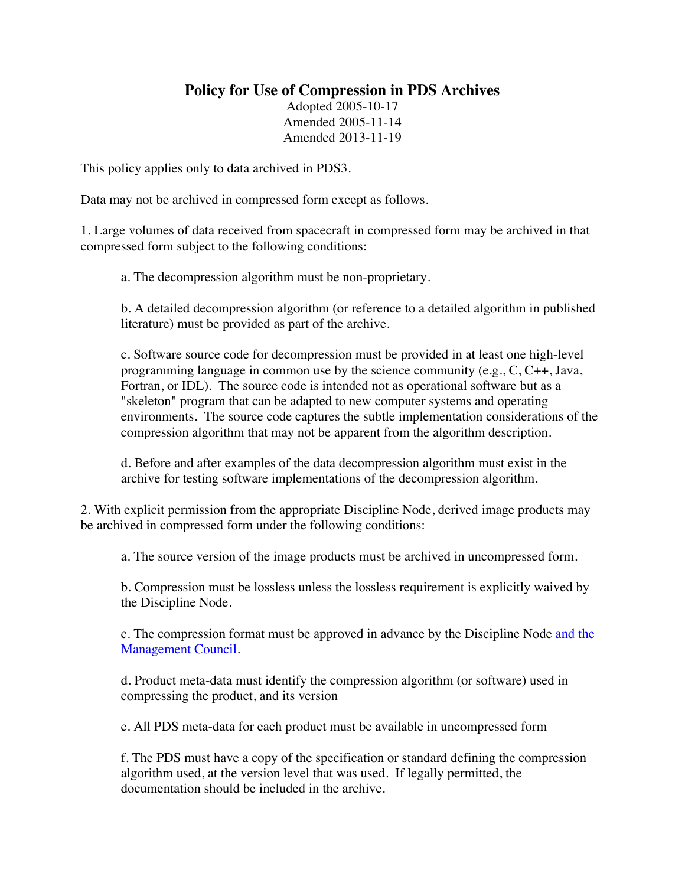# Policy for Use of Compression in PDS Archives

Adopted 2005-10-17
Amended 2005-11-14
Amended 2013-11-19

This policy applies only to data archived in PDS3.

Data may not be archived in compressed form except as follows.

1. Large volumes of data received from spacecraft in compressed form may be archived in that compressed form subject to the following conditions:

   a. The decompression algorithm must be non-proprietary.

   b. A detailed decompression algorithm (or reference to a detailed algorithm in published literature) must be provided as part of the archive.

   c. Software source code for decompression must be provided in at least one high-level programming language in common use by the science community (e.g., C, C++, Java, Fortran, or IDL). The source code is intended not as operational software but as a "skeleton" program that can be adapted to new computer systems and operating environments. The source code captures the subtle implementation considerations of the compression algorithm that may not be apparent from the algorithm description.

   d. Before and after examples of the data decompression algorithm must exist in the archive for testing software implementations of the decompression algorithm.

2. With explicit permission from the appropriate Discipline Node, derived image products may be archived in compressed form under the following conditions:

   a. The source version of the image products must be archived in uncompressed form.

   b. Compression must be lossless unless the lossless requirement is explicitly waived by the Discipline Node.

   c. The compression format must be approved in advance by the Discipline Node and the Management Council.

   d. Product meta-data must identify the compression algorithm (or software) used in compressing the product, and its version

   e. All PDS meta-data for each product must be available in uncompressed form

   f. The PDS must have a copy of the specification or standard defining the compression algorithm used, at the version level that was used. If legally permitted, the documentation should be included in the archive.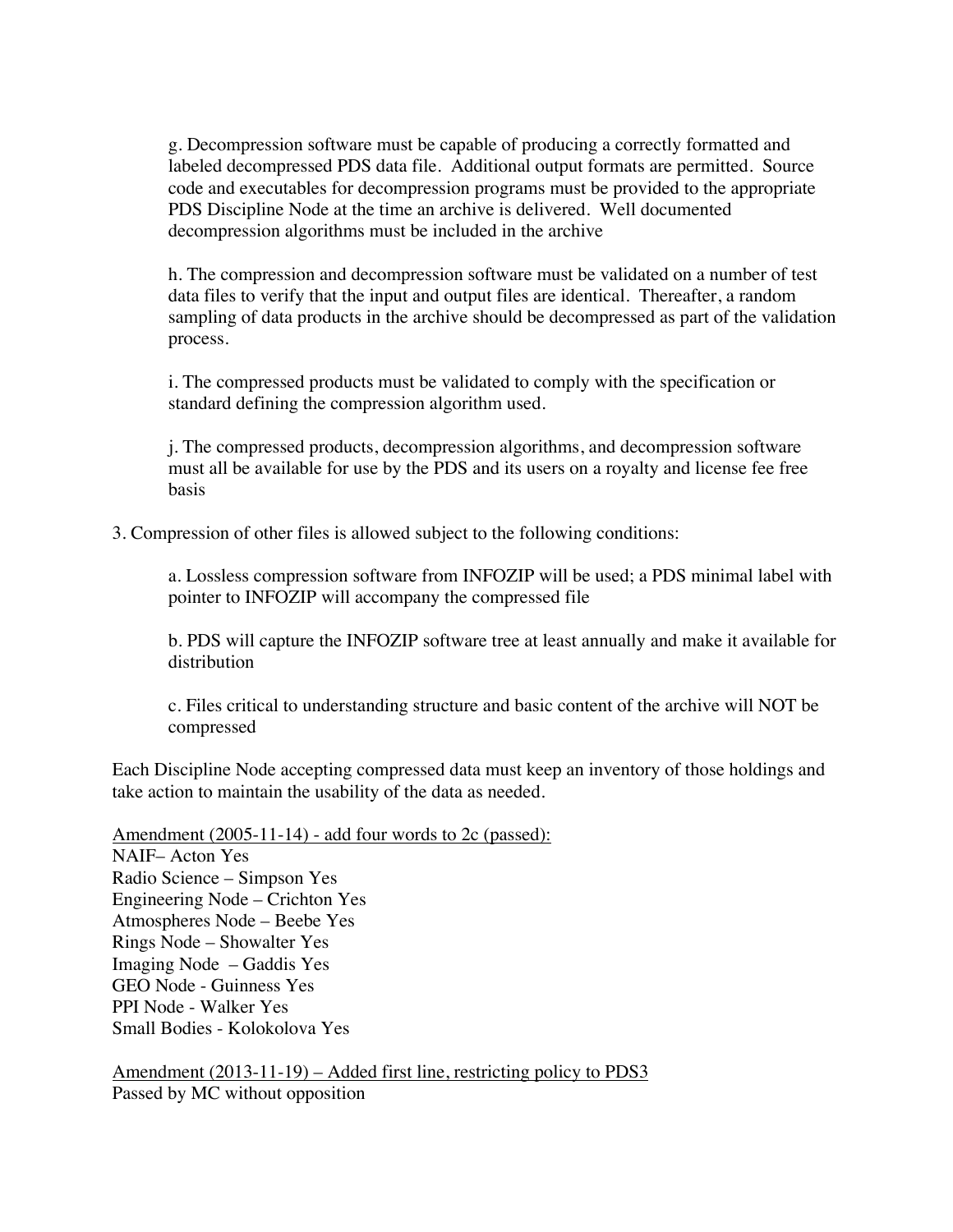g. Decompression software must be capable of producing a correctly formatted and labeled decompressed PDS data file. Additional output formats are permitted. Source code and executables for decompression programs must be provided to the appropriate PDS Discipline Node at the time an archive is delivered. Well documented decompression algorithms must be included in the archive

h. The compression and decompression software must be validated on a number of test data files to verify that the input and output files are identical. Thereafter, a random sampling of data products in the archive should be decompressed as part of the validation process.

i. The compressed products must be validated to comply with the specification or standard defining the compression algorithm used.

j. The compressed products, decompression algorithms, and decompression software must all be available for use by the PDS and its users on a royalty and license fee free basis

3. Compression of other files is allowed subject to the following conditions:

   a. Lossless compression software from INFOZIP will be used; a PDS minimal label with pointer to INFOZIP will accompany the compressed file

   b. PDS will capture the INFOZIP software tree at least annually and make it available for distribution

   c. Files critical to understanding structure and basic content of the archive will NOT be compressed

Each Discipline Node accepting compressed data must keep an inventory of those holdings and take action to maintain the usability of the data as needed.

<u>Amendment (2005-11-14) - add four words to 2c (passed):</u>
NAIF– Acton Yes
Radio Science – Simpson Yes
Engineering Node – Crichton Yes
Atmospheres Node – Beebe Yes
Rings Node – Showalter Yes
Imaging Node – Gaddis Yes
GEO Node - Guinness Yes
PPI Node - Walker Yes
Small Bodies - Kolokolova Yes

<u>Amendment (2013-11-19) – Added first line, restricting policy to PDS3</u>
Passed by MC without opposition